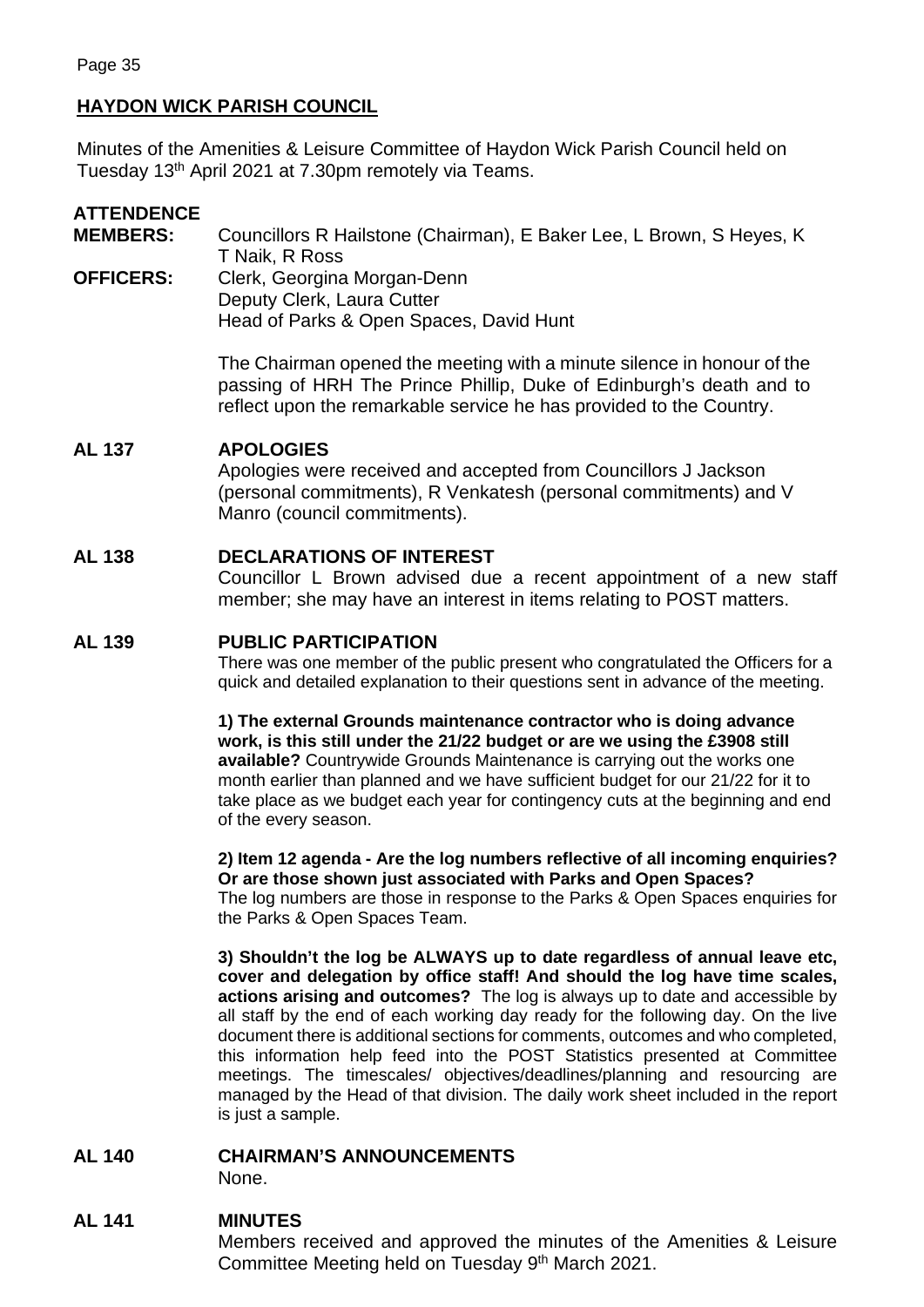## HAYDON WICK PARISH COUNCIL

Minutes of the Amenities & Leisure Committee of Haydon Wick Parish Council held on Tuesday 13th April 2021 at 7.30pm remotely via Teams.

### ATTENDENCE

**MEMBERS:** Councillors R Hailstone (Chairman), E Baker Lee, L Brown, S Heyes, K T Naik, R Ross

**OFFICERS:** Clerk, Georgina Morgan-Denn
Deputy Clerk, Laura Cutter
Head of Parks & Open Spaces, David Hunt

The Chairman opened the meeting with a minute silence in honour of the passing of HRH The Prince Phillip, Duke of Edinburgh's death and to reflect upon the remarkable service he has provided to the Country.

### AL 137 APOLOGIES

Apologies were received and accepted from Councillors J Jackson (personal commitments), R Venkatesh (personal commitments) and V Manro (council commitments).

### AL 138 DECLARATIONS OF INTEREST

Councillor L Brown advised due a recent appointment of a new staff member; she may have an interest in items relating to POST matters.

### AL 139 PUBLIC PARTICIPATION

There was one member of the public present who congratulated the Officers for a quick and detailed explanation to their questions sent in advance of the meeting.

**1) The external Grounds maintenance contractor who is doing advance work, is this still under the 21/22 budget or are we using the £3908 still available?** Countrywide Grounds Maintenance is carrying out the works one month earlier than planned and we have sufficient budget for our 21/22 for it to take place as we budget each year for contingency cuts at the beginning and end of the every season.

**2) Item 12 agenda - Are the log numbers reflective of all incoming enquiries? Or are those shown just associated with Parks and Open Spaces?**
The log numbers are those in response to the Parks & Open Spaces enquiries for the Parks & Open Spaces Team.

**3) Shouldn't the log be ALWAYS up to date regardless of annual leave etc, cover and delegation by office staff! And should the log have time scales, actions arising and outcomes?** The log is always up to date and accessible by all staff by the end of each working day ready for the following day. On the live document there is additional sections for comments, outcomes and who completed, this information help feed into the POST Statistics presented at Committee meetings. The timescales/ objectives/deadlines/planning and resourcing are managed by the Head of that division. The daily work sheet included in the report is just a sample.

### AL 140 CHAIRMAN'S ANNOUNCEMENTS

None.

### AL 141 MINUTES

Members received and approved the minutes of the Amenities & Leisure Committee Meeting held on Tuesday 9th March 2021.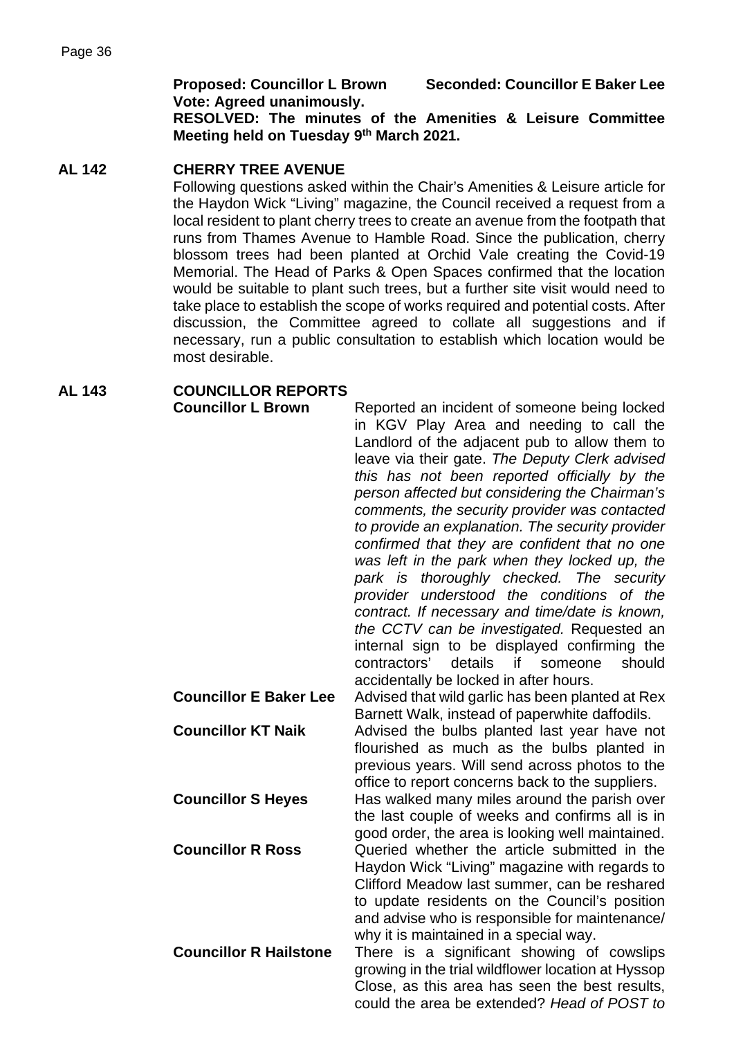**Proposed: Councillor L Brown Seconded: Councillor E Baker Lee**
**Vote: Agreed unanimously.**
**RESOLVED: The minutes of the Amenities & Leisure Committee Meeting held on Tuesday 9th March 2021.**

## AL 142 CHERRY TREE AVENUE

Following questions asked within the Chair's Amenities & Leisure article for the Haydon Wick "Living" magazine, the Council received a request from a local resident to plant cherry trees to create an avenue from the footpath that runs from Thames Avenue to Hamble Road. Since the publication, cherry blossom trees had been planted at Orchid Vale creating the Covid-19 Memorial. The Head of Parks & Open Spaces confirmed that the location would be suitable to plant such trees, but a further site visit would need to take place to establish the scope of works required and potential costs. After discussion, the Committee agreed to collate all suggestions and if necessary, run a public consultation to establish which location would be most desirable.

## AL 143 COUNCILLOR REPORTS

**Councillor L Brown** Reported an incident of someone being locked in KGV Play Area and needing to call the Landlord of the adjacent pub to allow them to leave via their gate. *The Deputy Clerk advised this has not been reported officially by the person affected but considering the Chairman's comments, the security provider was contacted to provide an explanation. The security provider confirmed that they are confident that no one was left in the park when they locked up, the park is thoroughly checked. The security provider understood the conditions of the contract. If necessary and time/date is known, the CCTV can be investigated.* Requested an internal sign to be displayed confirming the contractors' details if someone should accidentally be locked in after hours.

**Councillor E Baker Lee** Advised that wild garlic has been planted at Rex Barnett Walk, instead of paperwhite daffodils.

**Councillor KT Naik** Advised the bulbs planted last year have not flourished as much as the bulbs planted in previous years. Will send across photos to the office to report concerns back to the suppliers.

**Councillor S Heyes** Has walked many miles around the parish over the last couple of weeks and confirms all is in good order, the area is looking well maintained.

**Councillor R Ross** Queried whether the article submitted in the Haydon Wick "Living" magazine with regards to Clifford Meadow last summer, can be reshared to update residents on the Council's position and advise who is responsible for maintenance/ why it is maintained in a special way.

**Councillor R Hailstone** There is a significant showing of cowslips growing in the trial wildflower location at Hyssop Close, as this area has seen the best results, could the area be extended? *Head of POST to*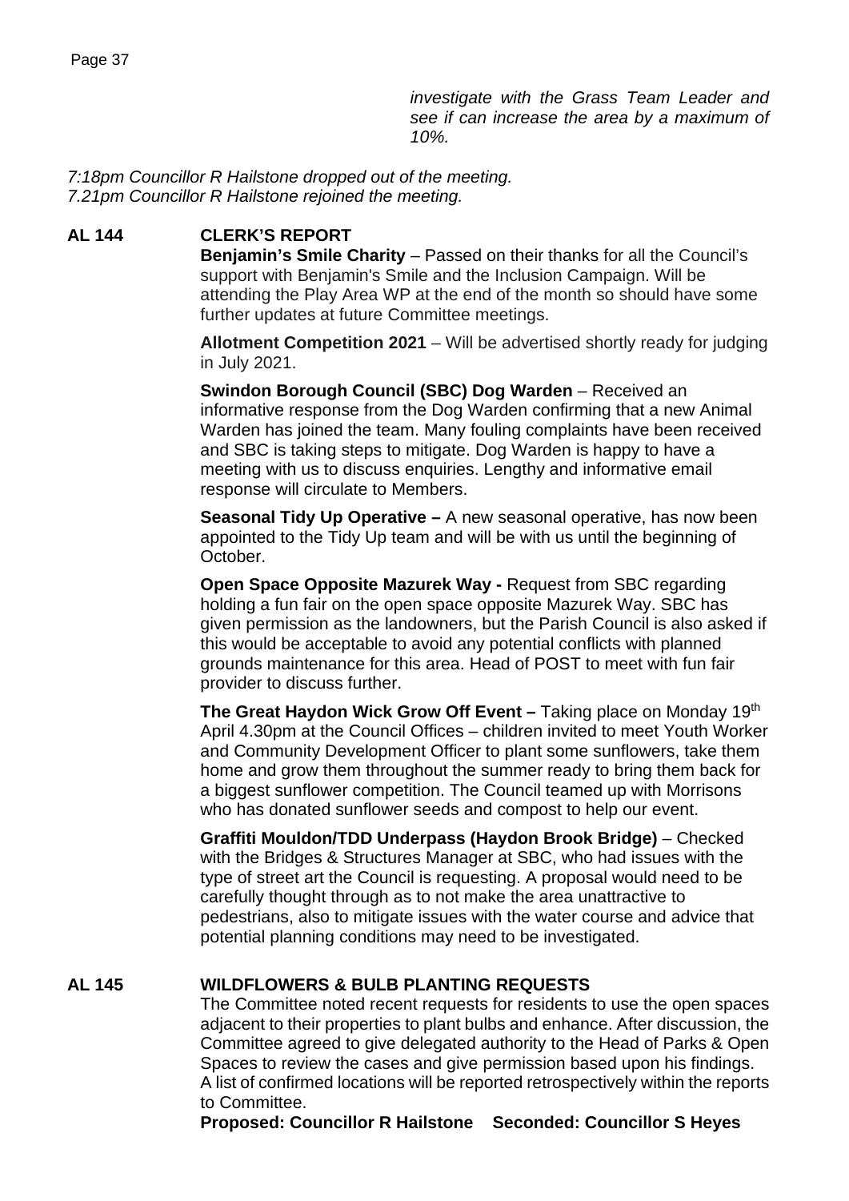*investigate with the Grass Team Leader and see if can increase the area by a maximum of 10%.*

*7:18pm Councillor R Hailstone dropped out of the meeting.*
*7.21pm Councillor R Hailstone rejoined the meeting.*

## AL 144 CLERK'S REPORT

**Benjamin's Smile Charity** – Passed on their thanks for all the Council's support with Benjamin's Smile and the Inclusion Campaign. Will be attending the Play Area WP at the end of the month so should have some further updates at future Committee meetings.

**Allotment Competition 2021** – Will be advertised shortly ready for judging in July 2021.

**Swindon Borough Council (SBC) Dog Warden** – Received an informative response from the Dog Warden confirming that a new Animal Warden has joined the team. Many fouling complaints have been received and SBC is taking steps to mitigate. Dog Warden is happy to have a meeting with us to discuss enquiries. Lengthy and informative email response will circulate to Members.

**Seasonal Tidy Up Operative –** A new seasonal operative, has now been appointed to the Tidy Up team and will be with us until the beginning of October.

**Open Space Opposite Mazurek Way -** Request from SBC regarding holding a fun fair on the open space opposite Mazurek Way. SBC has given permission as the landowners, but the Parish Council is also asked if this would be acceptable to avoid any potential conflicts with planned grounds maintenance for this area. Head of POST to meet with fun fair provider to discuss further.

**The Great Haydon Wick Grow Off Event –** Taking place on Monday 19th April 4.30pm at the Council Offices – children invited to meet Youth Worker and Community Development Officer to plant some sunflowers, take them home and grow them throughout the summer ready to bring them back for a biggest sunflower competition. The Council teamed up with Morrisons who has donated sunflower seeds and compost to help our event.

**Graffiti Mouldon/TDD Underpass (Haydon Brook Bridge)** – Checked with the Bridges & Structures Manager at SBC, who had issues with the type of street art the Council is requesting. A proposal would need to be carefully thought through as to not make the area unattractive to pedestrians, also to mitigate issues with the water course and advice that potential planning conditions may need to be investigated.

## AL 145 WILDFLOWERS & BULB PLANTING REQUESTS

The Committee noted recent requests for residents to use the open spaces adjacent to their properties to plant bulbs and enhance. After discussion, the Committee agreed to give delegated authority to the Head of Parks & Open Spaces to review the cases and give permission based upon his findings. A list of confirmed locations will be reported retrospectively within the reports to Committee.

**Proposed: Councillor R Hailstone Seconded: Councillor S Heyes**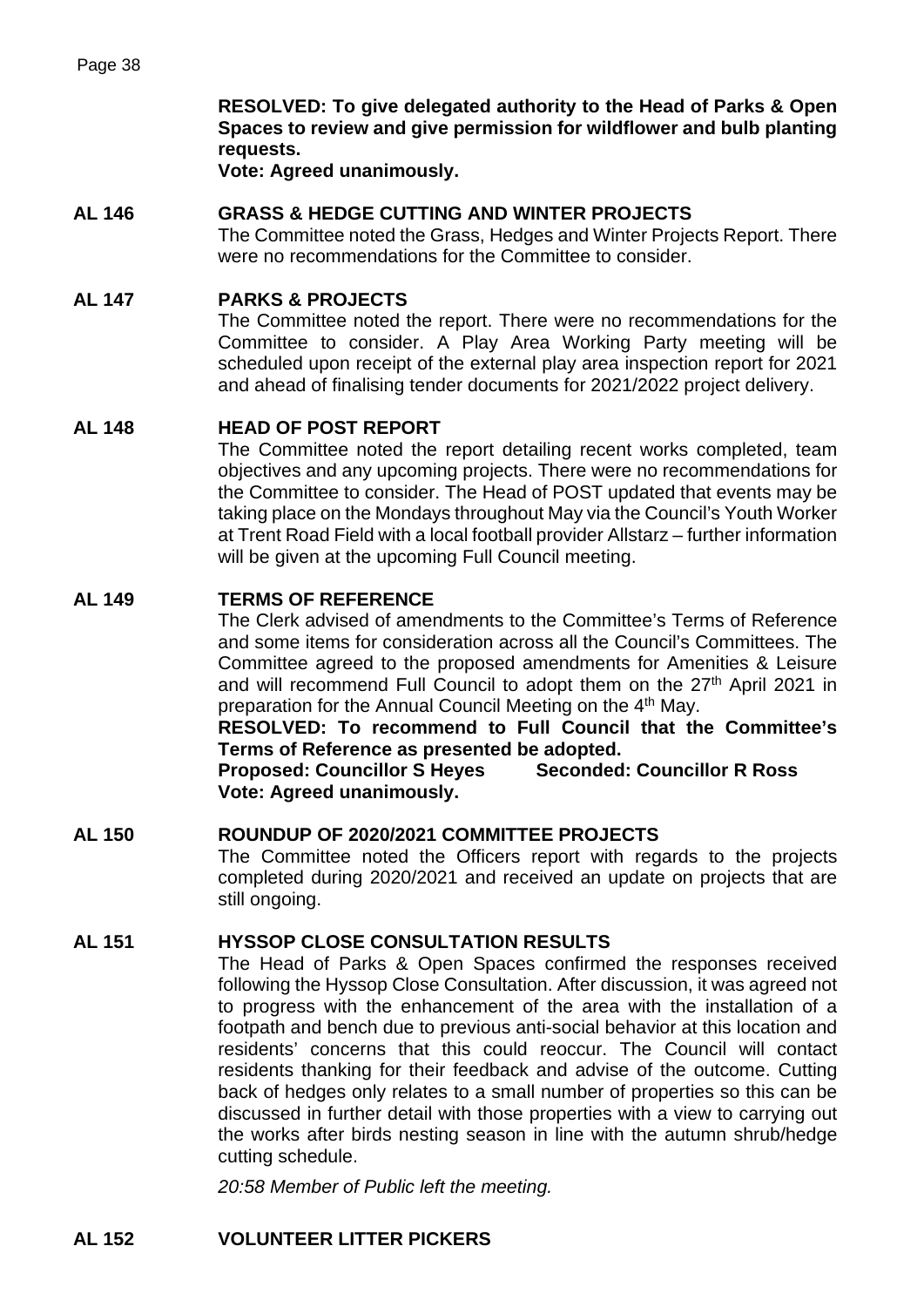**RESOLVED: To give delegated authority to the Head of Parks & Open Spaces to review and give permission for wildflower and bulb planting requests.**
**Vote: Agreed unanimously.**

## AL 146 GRASS & HEDGE CUTTING AND WINTER PROJECTS

The Committee noted the Grass, Hedges and Winter Projects Report. There were no recommendations for the Committee to consider.

## AL 147 PARKS & PROJECTS

The Committee noted the report. There were no recommendations for the Committee to consider. A Play Area Working Party meeting will be scheduled upon receipt of the external play area inspection report for 2021 and ahead of finalising tender documents for 2021/2022 project delivery.

## AL 148 HEAD OF POST REPORT

The Committee noted the report detailing recent works completed, team objectives and any upcoming projects. There were no recommendations for the Committee to consider. The Head of POST updated that events may be taking place on the Mondays throughout May via the Council's Youth Worker at Trent Road Field with a local football provider Allstarz – further information will be given at the upcoming Full Council meeting.

## AL 149 TERMS OF REFERENCE

The Clerk advised of amendments to the Committee's Terms of Reference and some items for consideration across all the Council's Committees. The Committee agreed to the proposed amendments for Amenities & Leisure and will recommend Full Council to adopt them on the 27th April 2021 in preparation for the Annual Council Meeting on the 4th May.

**RESOLVED: To recommend to Full Council that the Committee's Terms of Reference as presented be adopted.**
**Proposed: Councillor S Heyes Seconded: Councillor R Ross**
**Vote: Agreed unanimously.**

## AL 150 ROUNDUP OF 2020/2021 COMMITTEE PROJECTS

The Committee noted the Officers report with regards to the projects completed during 2020/2021 and received an update on projects that are still ongoing.

## AL 151 HYSSOP CLOSE CONSULTATION RESULTS

The Head of Parks & Open Spaces confirmed the responses received following the Hyssop Close Consultation. After discussion, it was agreed not to progress with the enhancement of the area with the installation of a footpath and bench due to previous anti-social behavior at this location and residents' concerns that this could reoccur. The Council will contact residents thanking for their feedback and advise of the outcome. Cutting back of hedges only relates to a small number of properties so this can be discussed in further detail with those properties with a view to carrying out the works after birds nesting season in line with the autumn shrub/hedge cutting schedule.

*20:58 Member of Public left the meeting.*

## AL 152 VOLUNTEER LITTER PICKERS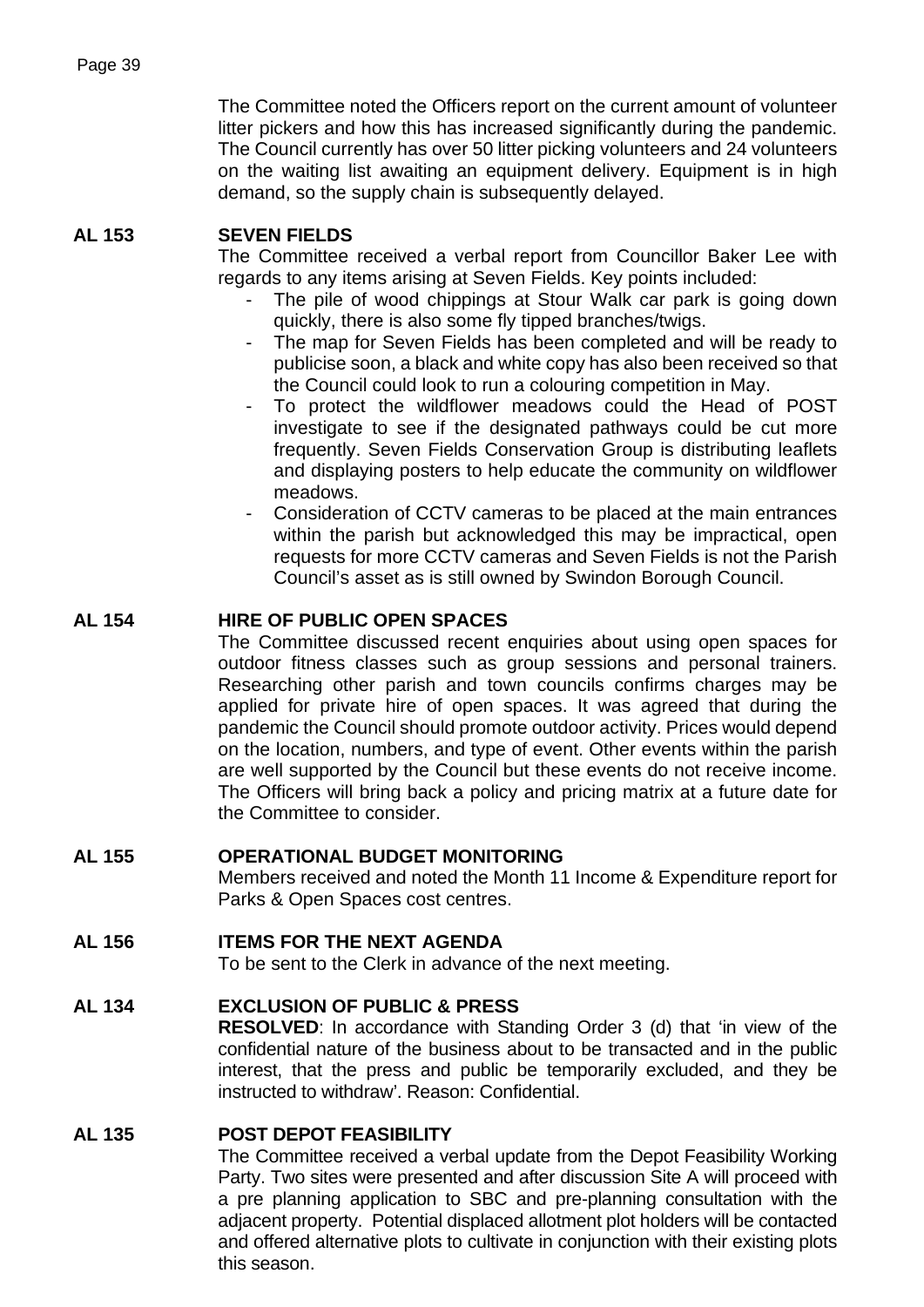The Committee noted the Officers report on the current amount of volunteer litter pickers and how this has increased significantly during the pandemic. The Council currently has over 50 litter picking volunteers and 24 volunteers on the waiting list awaiting an equipment delivery. Equipment is in high demand, so the supply chain is subsequently delayed.

**AL 153 SEVEN FIELDS**

The Committee received a verbal report from Councillor Baker Lee with regards to any items arising at Seven Fields. Key points included:

- The pile of wood chippings at Stour Walk car park is going down quickly, there is also some fly tipped branches/twigs.
- The map for Seven Fields has been completed and will be ready to publicise soon, a black and white copy has also been received so that the Council could look to run a colouring competition in May.
- To protect the wildflower meadows could the Head of POST investigate to see if the designated pathways could be cut more frequently. Seven Fields Conservation Group is distributing leaflets and displaying posters to help educate the community on wildflower meadows.
- Consideration of CCTV cameras to be placed at the main entrances within the parish but acknowledged this may be impractical, open requests for more CCTV cameras and Seven Fields is not the Parish Council's asset as is still owned by Swindon Borough Council.

**AL 154 HIRE OF PUBLIC OPEN SPACES**

The Committee discussed recent enquiries about using open spaces for outdoor fitness classes such as group sessions and personal trainers. Researching other parish and town councils confirms charges may be applied for private hire of open spaces. It was agreed that during the pandemic the Council should promote outdoor activity. Prices would depend on the location, numbers, and type of event. Other events within the parish are well supported by the Council but these events do not receive income. The Officers will bring back a policy and pricing matrix at a future date for the Committee to consider.

**AL 155 OPERATIONAL BUDGET MONITORING**

Members received and noted the Month 11 Income & Expenditure report for Parks & Open Spaces cost centres.

**AL 156 ITEMS FOR THE NEXT AGENDA**

To be sent to the Clerk in advance of the next meeting.

**AL 134 EXCLUSION OF PUBLIC & PRESS**

**RESOLVED**: In accordance with Standing Order 3 (d) that 'in view of the confidential nature of the business about to be transacted and in the public interest, that the press and public be temporarily excluded, and they be instructed to withdraw'. Reason: Confidential.

**AL 135 POST DEPOT FEASIBILITY**

The Committee received a verbal update from the Depot Feasibility Working Party. Two sites were presented and after discussion Site A will proceed with a pre planning application to SBC and pre-planning consultation with the adjacent property. Potential displaced allotment plot holders will be contacted and offered alternative plots to cultivate in conjunction with their existing plots this season.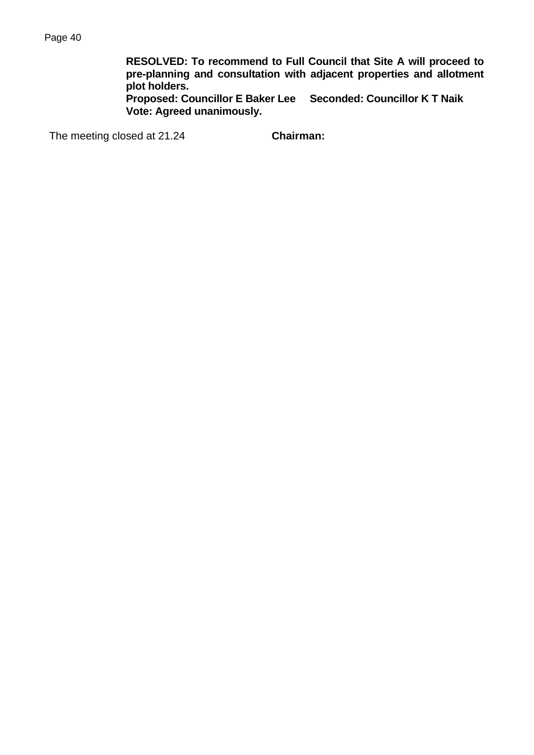**RESOLVED: To recommend to Full Council that Site A will proceed to pre-planning and consultation with adjacent properties and allotment plot holders.**
**Proposed: Councillor E Baker Lee Seconded: Councillor K T Naik**
**Vote: Agreed unanimously.**

The meeting closed at 21.24 **Chairman:**